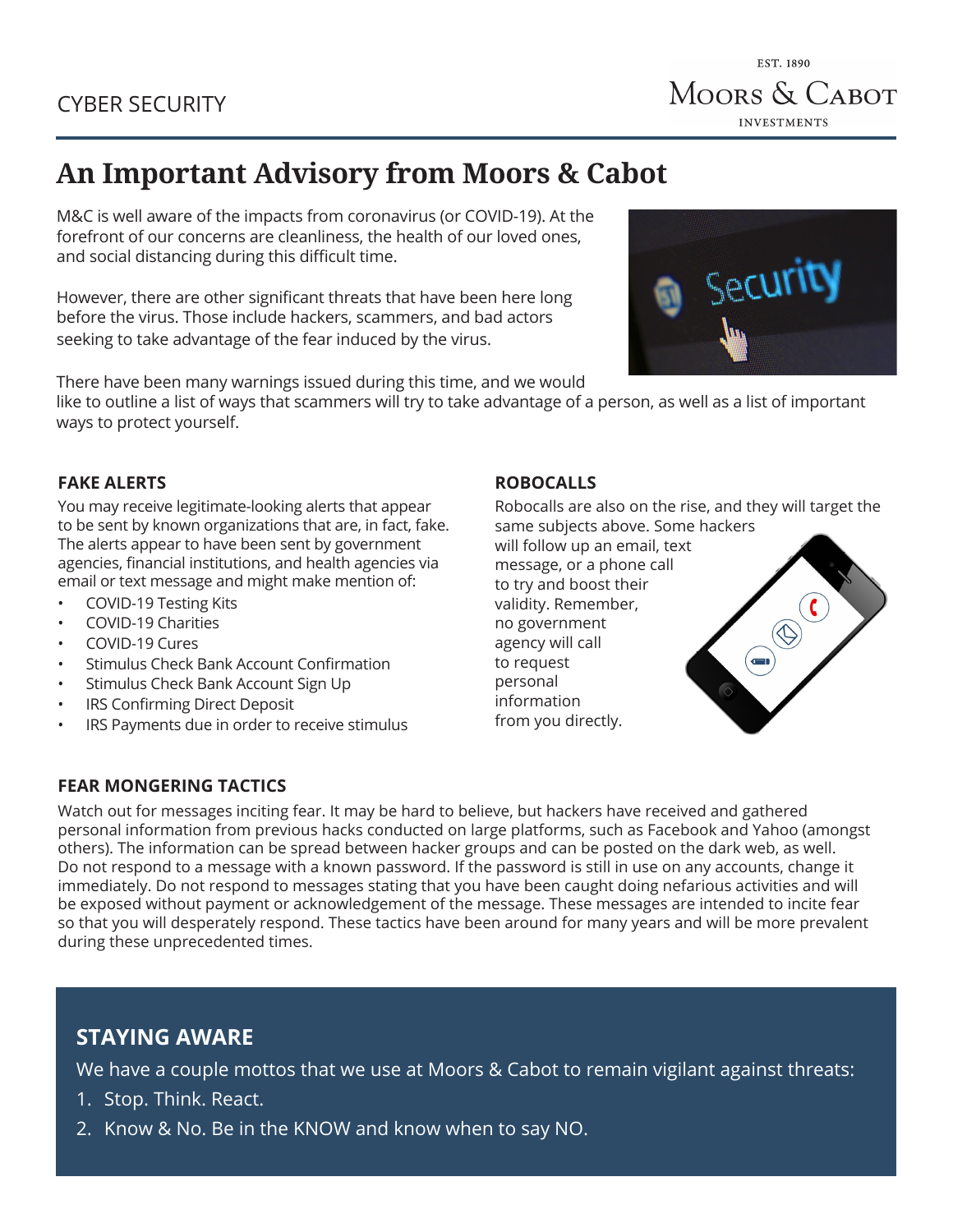CYBER SECURITY

EST. 1890
MOORS & CABOT
INVESTMENTS

# An Important Advisory from Moors & Cabot

M&C is well aware of the impacts from coronavirus (or COVID-19). At the forefront of our concerns are cleanliness, the health of our loved ones, and social distancing during this difficult time.

However, there are other significant threats that have been here long before the virus. Those include hackers, scammers, and bad actors seeking to take advantage of the fear induced by the virus.

There have been many warnings issued during this time, and we would like to outline a list of ways that scammers will try to take advantage of a person, as well as a list of important ways to protect yourself.

### FAKE ALERTS

You may receive legitimate-looking alerts that appear to be sent by known organizations that are, in fact, fake. The alerts appear to have been sent by government agencies, financial institutions, and health agencies via email or text message and might make mention of:

- COVID-19 Testing Kits
- COVID-19 Charities
- COVID-19 Cures
- Stimulus Check Bank Account Confirmation
- Stimulus Check Bank Account Sign Up
- IRS Confirming Direct Deposit
- IRS Payments due in order to receive stimulus

### ROBOCALLS

Robocalls are also on the rise, and they will target the same subjects above. Some hackers will follow up an email, text message, or a phone call to try and boost their validity. Remember, no government agency will call to request personal information from you directly.

### FEAR MONGERING TACTICS

Watch out for messages inciting fear. It may be hard to believe, but hackers have received and gathered personal information from previous hacks conducted on large platforms, such as Facebook and Yahoo (amongst others). The information can be spread between hacker groups and can be posted on the dark web, as well. Do not respond to a message with a known password. If the password is still in use on any accounts, change it immediately. Do not respond to messages stating that you have been caught doing nefarious activities and will be exposed without payment or acknowledgement of the message. These messages are intended to incite fear so that you will desperately respond. These tactics have been around for many years and will be more prevalent during these unprecedented times.

## STAYING AWARE

We have a couple mottos that we use at Moors & Cabot to remain vigilant against threats:

1. Stop. Think. React.
2. Know & No. Be in the KNOW and know when to say NO.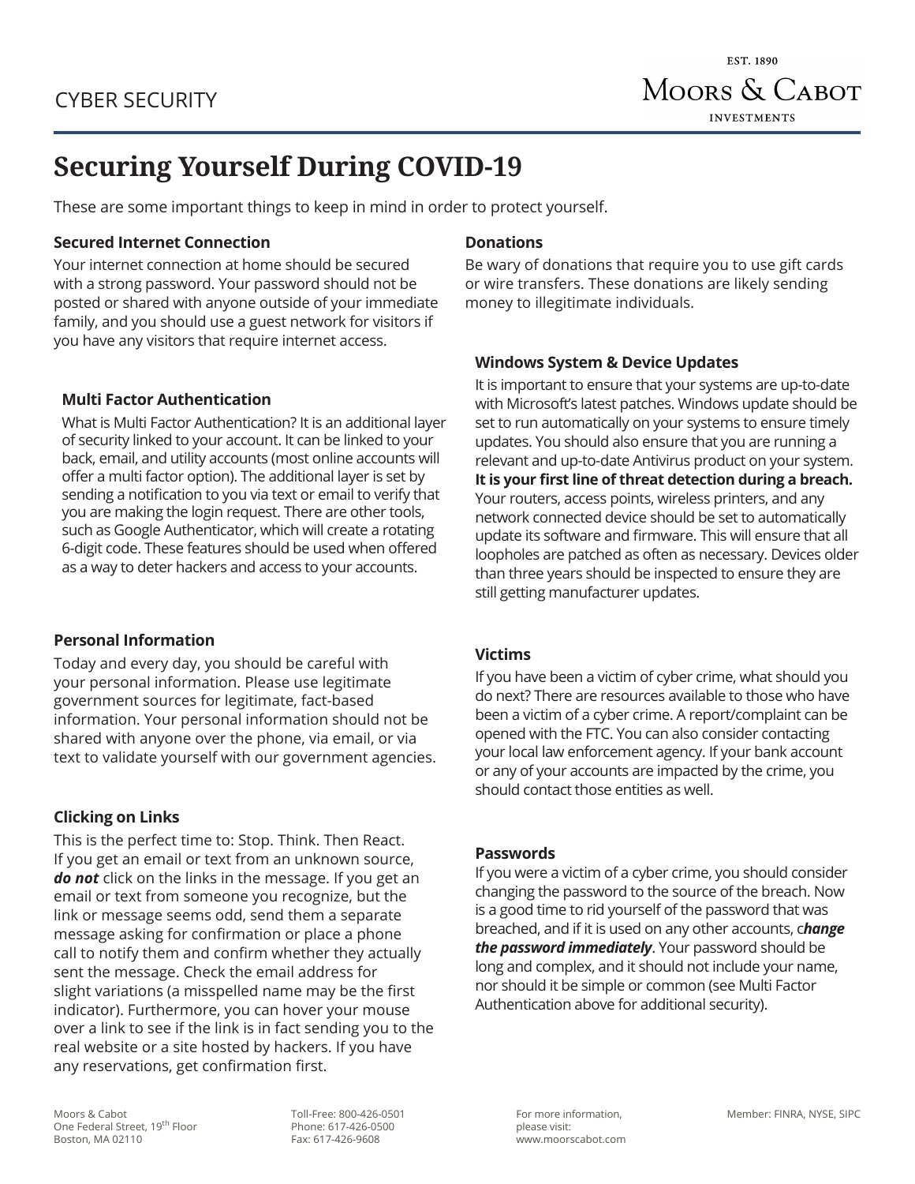CYBER SECURITY

# Securing Yourself During COVID-19

These are some important things to keep in mind in order to protect yourself.

### Secured Internet Connection

Your internet connection at home should be secured with a strong password. Your password should not be posted or shared with anyone outside of your immediate family, and you should use a guest network for visitors if you have any visitors that require internet access.

### Multi Factor Authentication

What is Multi Factor Authentication? It is an additional layer of security linked to your account. It can be linked to your back, email, and utility accounts (most online accounts will offer a multi factor option). The additional layer is set by sending a notification to you via text or email to verify that you are making the login request. There are other tools, such as Google Authenticator, which will create a rotating 6-digit code. These features should be used when offered as a way to deter hackers and access to your accounts.

### Personal Information

Today and every day, you should be careful with your personal information. Please use legitimate government sources for legitimate, fact-based information. Your personal information should not be shared with anyone over the phone, via email, or via text to validate yourself with our government agencies.

### Clicking on Links

This is the perfect time to: Stop. Think. Then React. If you get an email or text from an unknown source, ***do not*** click on the links in the message. If you get an email or text from someone you recognize, but the link or message seems odd, send them a separate message asking for confirmation or place a phone call to notify them and confirm whether they actually sent the message. Check the email address for slight variations (a misspelled name may be the first indicator). Furthermore, you can hover your mouse over a link to see if the link is in fact sending you to the real website or a site hosted by hackers. If you have any reservations, get confirmation first.

### Donations

Be wary of donations that require you to use gift cards or wire transfers. These donations are likely sending money to illegitimate individuals.

### Windows System & Device Updates

It is important to ensure that your systems are up-to-date with Microsoft's latest patches. Windows update should be set to run automatically on your systems to ensure timely updates. You should also ensure that you are running a relevant and up-to-date Antivirus product on your system. **It is your first line of threat detection during a breach.** Your routers, access points, wireless printers, and any network connected device should be set to automatically update its software and firmware. This will ensure that all loopholes are patched as often as necessary. Devices older than three years should be inspected to ensure they are still getting manufacturer updates.

### Victims

If you have been a victim of cyber crime, what should you do next? There are resources available to those who have been a victim of a cyber crime. A report/complaint can be opened with the FTC. You can also consider contacting your local law enforcement agency. If your bank account or any of your accounts are impacted by the crime, you should contact those entities as well.

### Passwords

If you were a victim of a cyber crime, you should consider changing the password to the source of the breach. Now is a good time to rid yourself of the password that was breached, and if it is used on any other accounts, c***hange the password immediately***. Your password should be long and complex, and it should not include your name, nor should it be simple or common (see Multi Factor Authentication above for additional security).

Moors & Cabot
One Federal Street, 19th Floor
Boston, MA 02110

Toll-Free: 800-426-0501
Phone: 617-426-0500
Fax: 617-426-9608

For more information, please visit: www.moorscabot.com

Member: FINRA, NYSE, SIPC